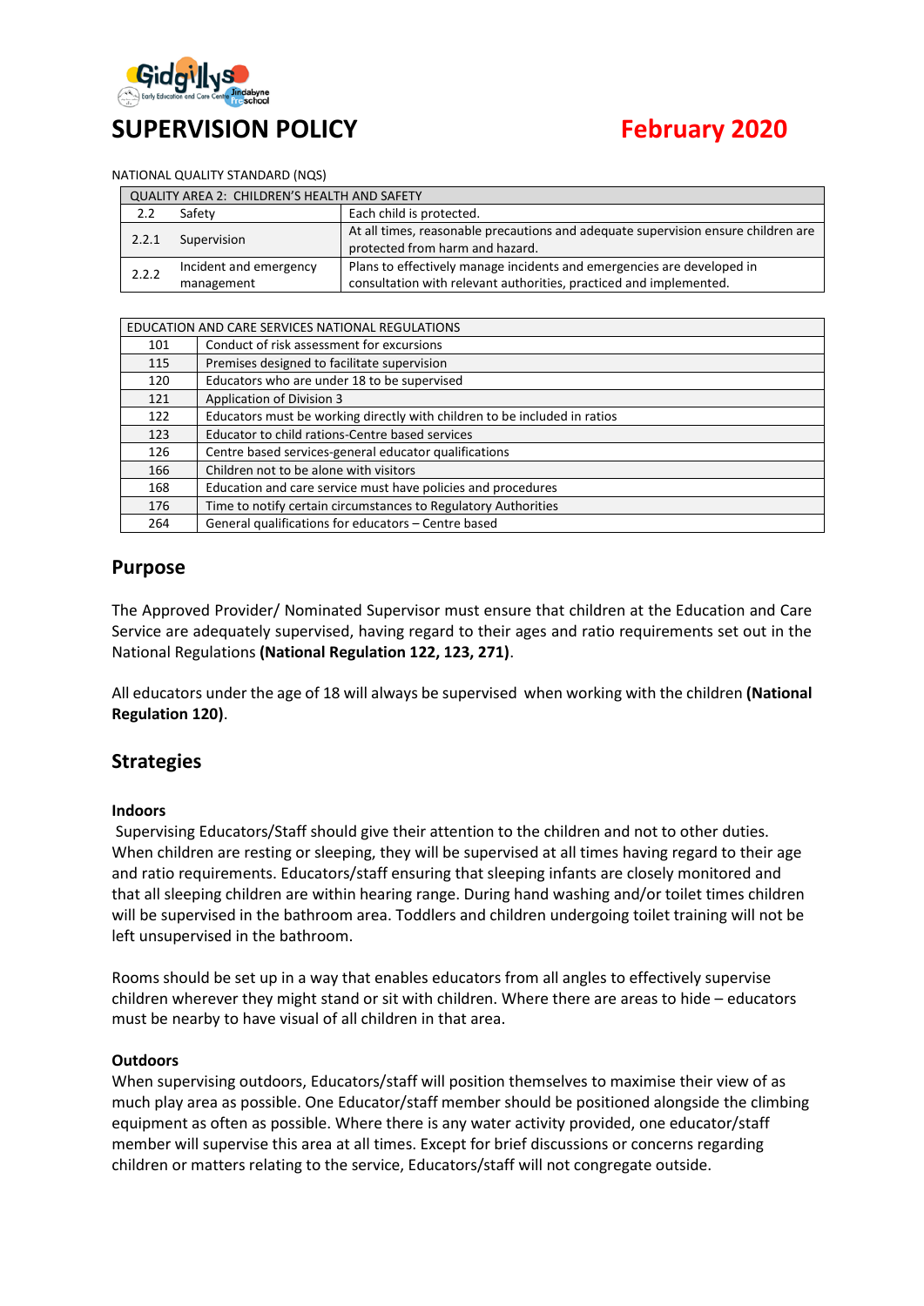# SUPERVISION POLICY

**February 2020**

NATIONAL QUALITY STANDARD (NQS)

| QUALITY AREA 2: CHILDREN'S HEALTH AND SAFETY | | |
|---|---|---|
| 2.2 | Safety | Each child is protected. |
| 2.2.1 | Supervision | At all times, reasonable precautions and adequate supervision ensure children are protected from harm and hazard. |
| 2.2.2 | Incident and emergency management | Plans to effectively manage incidents and emergencies are developed in consultation with relevant authorities, practiced and implemented. |

| EDUCATION AND CARE SERVICES NATIONAL REGULATIONS | |
|---|---|
| 101 | Conduct of risk assessment for excursions |
| 115 | Premises designed to facilitate supervision |
| 120 | Educators who are under 18 to be supervised |
| 121 | Application of Division 3 |
| 122 | Educators must be working directly with children to be included in ratios |
| 123 | Educator to child rations-Centre based services |
| 126 | Centre based services-general educator qualifications |
| 166 | Children not to be alone with visitors |
| 168 | Education and care service must have policies and procedures |
| 176 | Time to notify certain circumstances to Regulatory Authorities |
| 264 | General qualifications for educators – Centre based |

## Purpose

The Approved Provider/ Nominated Supervisor must ensure that children at the Education and Care Service are adequately supervised, having regard to their ages and ratio requirements set out in the National Regulations **(National Regulation 122, 123, 271)**.

All educators under the age of 18 will always be supervised when working with the children **(National Regulation 120)**.

## Strategies

### Indoors

Supervising Educators/Staff should give their attention to the children and not to other duties. When children are resting or sleeping, they will be supervised at all times having regard to their age and ratio requirements. Educators/staff ensuring that sleeping infants are closely monitored and that all sleeping children are within hearing range. During hand washing and/or toilet times children will be supervised in the bathroom area. Toddlers and children undergoing toilet training will not be left unsupervised in the bathroom.

Rooms should be set up in a way that enables educators from all angles to effectively supervise children wherever they might stand or sit with children. Where there are areas to hide – educators must be nearby to have visual of all children in that area.

### Outdoors

When supervising outdoors, Educators/staff will position themselves to maximise their view of as much play area as possible. One Educator/staff member should be positioned alongside the climbing equipment as often as possible. Where there is any water activity provided, one educator/staff member will supervise this area at all times. Except for brief discussions or concerns regarding children or matters relating to the service, Educators/staff will not congregate outside.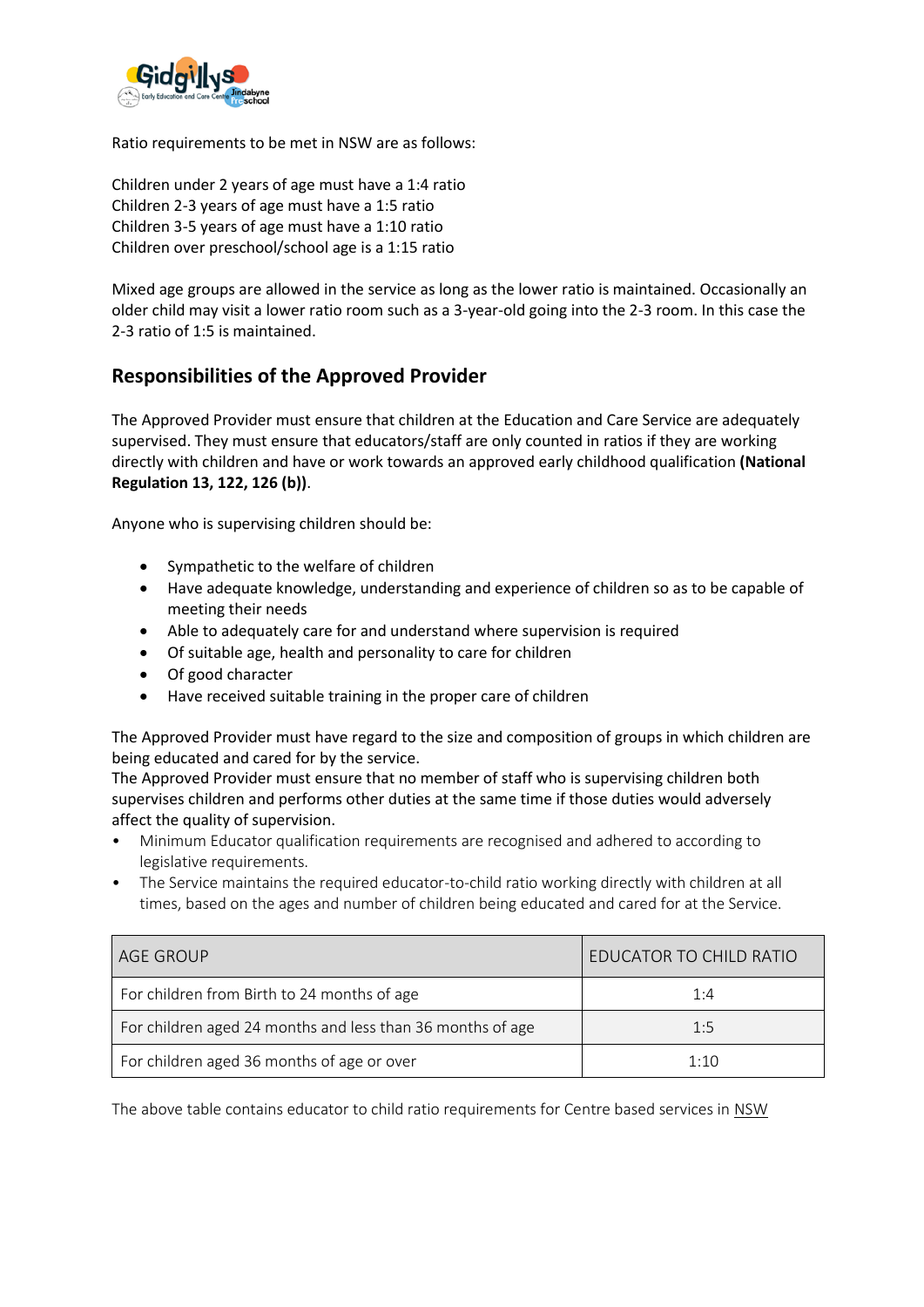Ratio requirements to be met in NSW are as follows:

Children under 2 years of age must have a 1:4 ratio
Children 2-3 years of age must have a 1:5 ratio
Children 3-5 years of age must have a 1:10 ratio
Children over preschool/school age is a 1:15 ratio

Mixed age groups are allowed in the service as long as the lower ratio is maintained. Occasionally an older child may visit a lower ratio room such as a 3-year-old going into the 2-3 room. In this case the 2-3 ratio of 1:5 is maintained.

## Responsibilities of the Approved Provider

The Approved Provider must ensure that children at the Education and Care Service are adequately supervised. They must ensure that educators/staff are only counted in ratios if they are working directly with children and have or work towards an approved early childhood qualification **(National Regulation 13, 122, 126 (b))**.

Anyone who is supervising children should be:

- Sympathetic to the welfare of children
- Have adequate knowledge, understanding and experience of children so as to be capable of meeting their needs
- Able to adequately care for and understand where supervision is required
- Of suitable age, health and personality to care for children
- Of good character
- Have received suitable training in the proper care of children

The Approved Provider must have regard to the size and composition of groups in which children are being educated and cared for by the service.
The Approved Provider must ensure that no member of staff who is supervising children both supervises children and performs other duties at the same time if those duties would adversely affect the quality of supervision.

- Minimum Educator qualification requirements are recognised and adhered to according to legislative requirements.
- The Service maintains the required educator-to-child ratio working directly with children at all times, based on the ages and number of children being educated and cared for at the Service.

| AGE GROUP | EDUCATOR TO CHILD RATIO |
|---|---|
| For children from Birth to 24 months of age | 1:4 |
| For children aged 24 months and less than 36 months of age | 1:5 |
| For children aged 36 months of age or over | 1:10 |

The above table contains educator to child ratio requirements for Centre based services in NSW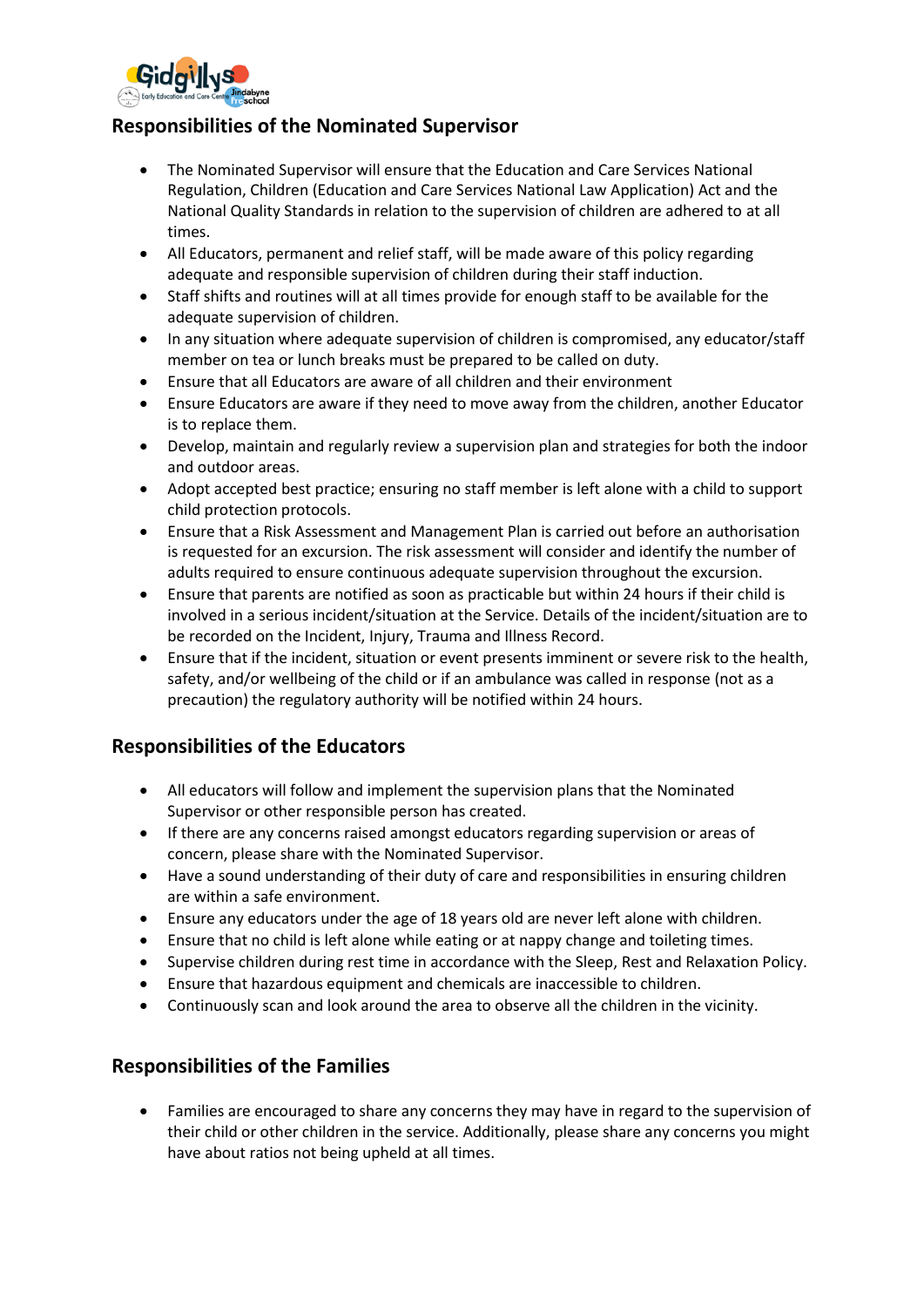## Responsibilities of the Nominated Supervisor

- The Nominated Supervisor will ensure that the Education and Care Services National Regulation, Children (Education and Care Services National Law Application) Act and the National Quality Standards in relation to the supervision of children are adhered to at all times.
- All Educators, permanent and relief staff, will be made aware of this policy regarding adequate and responsible supervision of children during their staff induction.
- Staff shifts and routines will at all times provide for enough staff to be available for the adequate supervision of children.
- In any situation where adequate supervision of children is compromised, any educator/staff member on tea or lunch breaks must be prepared to be called on duty.
- Ensure that all Educators are aware of all children and their environment
- Ensure Educators are aware if they need to move away from the children, another Educator is to replace them.
- Develop, maintain and regularly review a supervision plan and strategies for both the indoor and outdoor areas.
- Adopt accepted best practice; ensuring no staff member is left alone with a child to support child protection protocols.
- Ensure that a Risk Assessment and Management Plan is carried out before an authorisation is requested for an excursion. The risk assessment will consider and identify the number of adults required to ensure continuous adequate supervision throughout the excursion.
- Ensure that parents are notified as soon as practicable but within 24 hours if their child is involved in a serious incident/situation at the Service. Details of the incident/situation are to be recorded on the Incident, Injury, Trauma and Illness Record.
- Ensure that if the incident, situation or event presents imminent or severe risk to the health, safety, and/or wellbeing of the child or if an ambulance was called in response (not as a precaution) the regulatory authority will be notified within 24 hours.

## Responsibilities of the Educators

- All educators will follow and implement the supervision plans that the Nominated Supervisor or other responsible person has created.
- If there are any concerns raised amongst educators regarding supervision or areas of concern, please share with the Nominated Supervisor.
- Have a sound understanding of their duty of care and responsibilities in ensuring children are within a safe environment.
- Ensure any educators under the age of 18 years old are never left alone with children.
- Ensure that no child is left alone while eating or at nappy change and toileting times.
- Supervise children during rest time in accordance with the Sleep, Rest and Relaxation Policy.
- Ensure that hazardous equipment and chemicals are inaccessible to children.
- Continuously scan and look around the area to observe all the children in the vicinity.

## Responsibilities of the Families

- Families are encouraged to share any concerns they may have in regard to the supervision of their child or other children in the service. Additionally, please share any concerns you might have about ratios not being upheld at all times.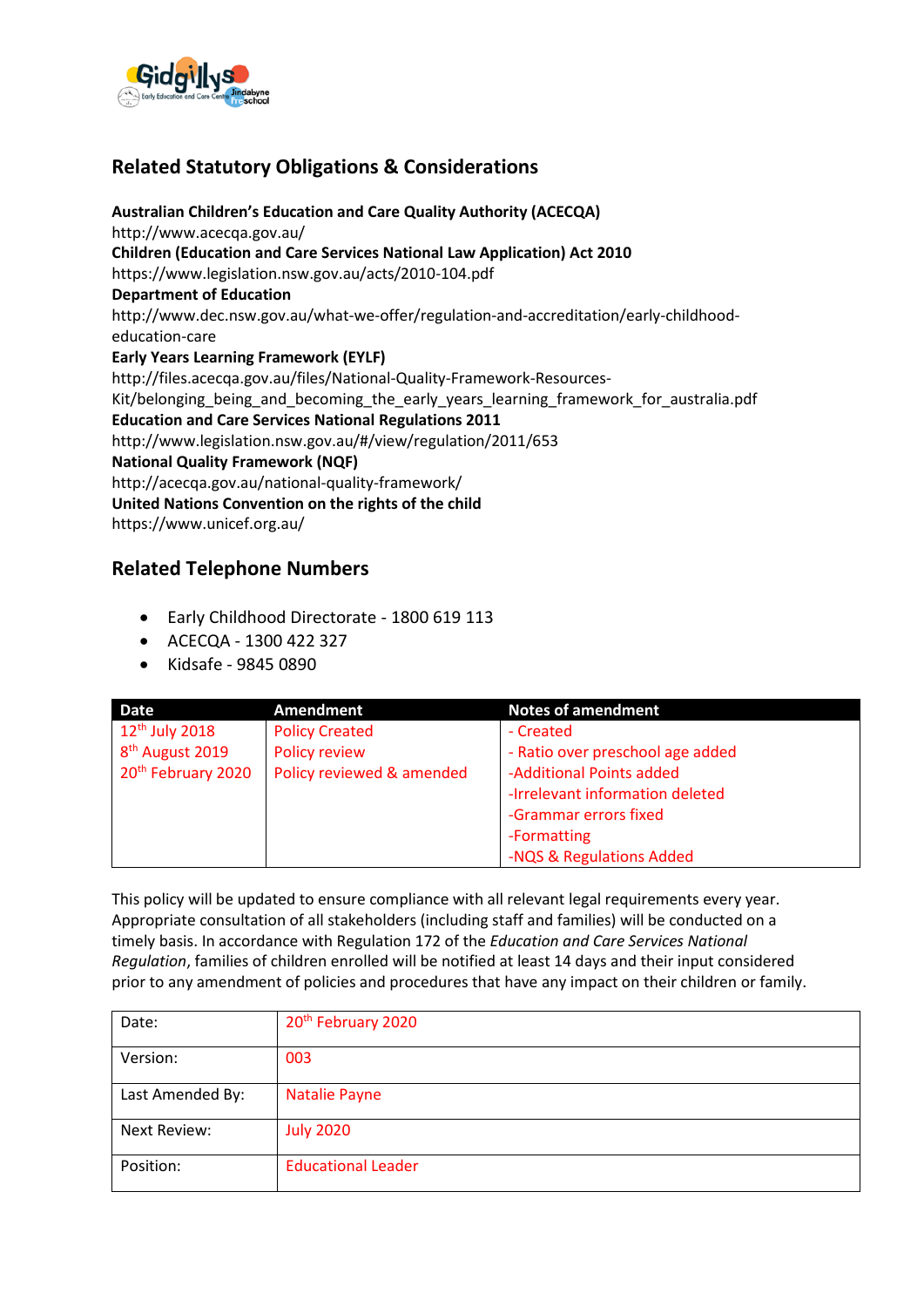## Related Statutory Obligations & Considerations

**Australian Children's Education and Care Quality Authority (ACECQA)**
http://www.acecqa.gov.au/
**Children (Education and Care Services National Law Application) Act 2010**
https://www.legislation.nsw.gov.au/acts/2010-104.pdf
**Department of Education**
http://www.dec.nsw.gov.au/what-we-offer/regulation-and-accreditation/early-childhood-education-care
**Early Years Learning Framework (EYLF)**
http://files.acecqa.gov.au/files/National-Quality-Framework-Resources-Kit/belonging_being_and_becoming_the_early_years_learning_framework_for_australia.pdf
**Education and Care Services National Regulations 2011**
http://www.legislation.nsw.gov.au/#/view/regulation/2011/653
**National Quality Framework (NQF)**
http://acecqa.gov.au/national-quality-framework/
**United Nations Convention on the rights of the child**
https://www.unicef.org.au/

## Related Telephone Numbers

- Early Childhood Directorate - 1800 619 113
- ACECQA - 1300 422 327
- Kidsafe - 9845 0890

| Date | Amendment | Notes of amendment |
|---|---|---|
| 12th July 2018 | Policy Created | - Created |
| 8th August 2019 | Policy review | - Ratio over preschool age added |
| 20th February 2020 | Policy reviewed & amended | -Additional Points added<br>-Irrelevant information deleted<br>-Grammar errors fixed<br>-Formatting<br>-NQS & Regulations Added |

This policy will be updated to ensure compliance with all relevant legal requirements every year. Appropriate consultation of all stakeholders (including staff and families) will be conducted on a timely basis. In accordance with Regulation 172 of the *Education and Care Services National Regulation*, families of children enrolled will be notified at least 14 days and their input considered prior to any amendment of policies and procedures that have any impact on their children or family.

| | |
|---|---|
| Date: | 20th February 2020 |
| Version: | 003 |
| Last Amended By: | Natalie Payne |
| Next Review: | July 2020 |
| Position: | Educational Leader |